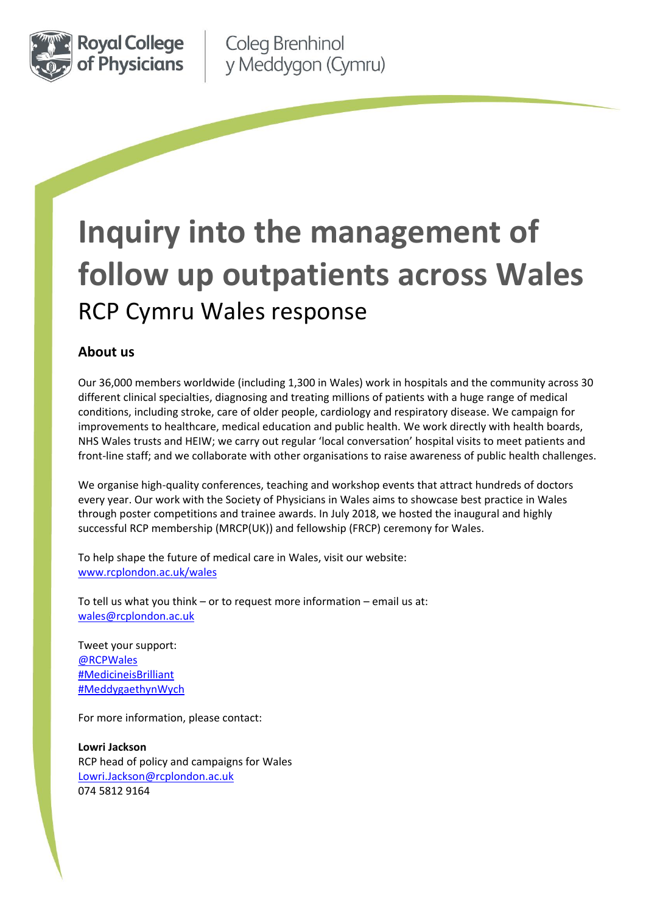Royal College of Physicians

Coleg Brenhinol y Meddygon (Cymru)

# Inquiry into the management of follow up outpatients across Wales

RCP Cymru Wales response

## About us

Our 36,000 members worldwide (including 1,300 in Wales) work in hospitals and the community across 30 different clinical specialties, diagnosing and treating millions of patients with a huge range of medical conditions, including stroke, care of older people, cardiology and respiratory disease. We campaign for improvements to healthcare, medical education and public health. We work directly with health boards, NHS Wales trusts and HEIW; we carry out regular 'local conversation' hospital visits to meet patients and front-line staff; and we collaborate with other organisations to raise awareness of public health challenges.

We organise high-quality conferences, teaching and workshop events that attract hundreds of doctors every year. Our work with the Society of Physicians in Wales aims to showcase best practice in Wales through poster competitions and trainee awards. In July 2018, we hosted the inaugural and highly successful RCP membership (MRCP(UK)) and fellowship (FRCP) ceremony for Wales.

To help shape the future of medical care in Wales, visit our website:
www.rcplondon.ac.uk/wales

To tell us what you think – or to request more information – email us at:
wales@rcplondon.ac.uk

Tweet your support:
@RCPWales
#MedicineisBrilliant
#MeddygaethynWych

For more information, please contact:

**Lowri Jackson**
RCP head of policy and campaigns for Wales
Lowri.Jackson@rcplondon.ac.uk
074 5812 9164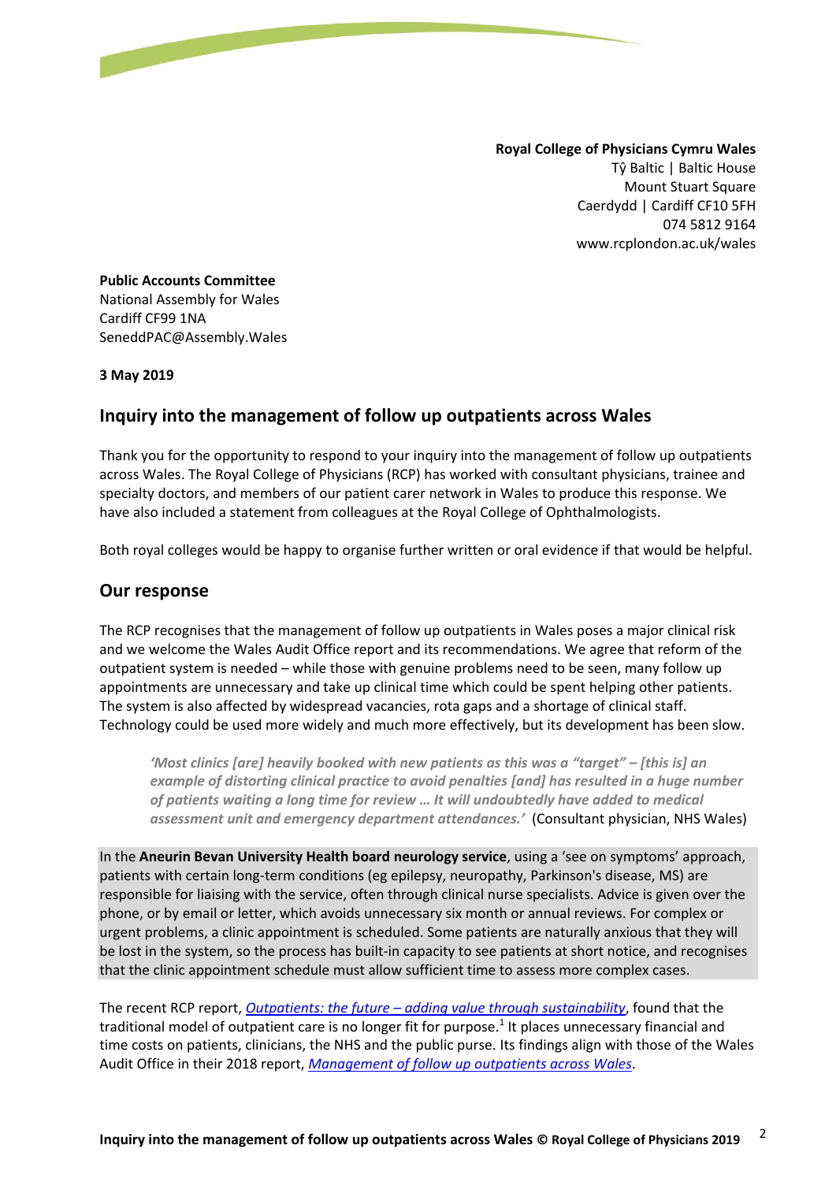**Royal College of Physicians Cymru Wales**
Tŷ Baltic | Baltic House
Mount Stuart Square
Caerdydd | Cardiff CF10 5FH
074 5812 9164
www.rcplondon.ac.uk/wales

**Public Accounts Committee**
National Assembly for Wales
Cardiff CF99 1NA
SeneddPAC@Assembly.Wales

**3 May 2019**

## Inquiry into the management of follow up outpatients across Wales

Thank you for the opportunity to respond to your inquiry into the management of follow up outpatients across Wales. The Royal College of Physicians (RCP) has worked with consultant physicians, trainee and specialty doctors, and members of our patient carer network in Wales to produce this response. We have also included a statement from colleagues at the Royal College of Ophthalmologists.

Both royal colleges would be happy to organise further written or oral evidence if that would be helpful.

## Our response

The RCP recognises that the management of follow up outpatients in Wales poses a major clinical risk and we welcome the Wales Audit Office report and its recommendations. We agree that reform of the outpatient system is needed – while those with genuine problems need to be seen, many follow up appointments are unnecessary and take up clinical time which could be spent helping other patients. The system is also affected by widespread vacancies, rota gaps and a shortage of clinical staff. Technology could be used more widely and much more effectively, but its development has been slow.

> ***'Most clinics [are] heavily booked with new patients as this was a "target" – [this is] an example of distorting clinical practice to avoid penalties [and] has resulted in a huge number of patients waiting a long time for review … It will undoubtedly have added to medical assessment unit and emergency department attendances.'*** (Consultant physician, NHS Wales)

In the **Aneurin Bevan University Health board neurology service**, using a 'see on symptoms' approach, patients with certain long-term conditions (eg epilepsy, neuropathy, Parkinson's disease, MS) are responsible for liaising with the service, often through clinical nurse specialists. Advice is given over the phone, or by email or letter, which avoids unnecessary six month or annual reviews. For complex or urgent problems, a clinic appointment is scheduled. Some patients are naturally anxious that they will be lost in the system, so the process has built-in capacity to see patients at short notice, and recognises that the clinic appointment schedule must allow sufficient time to assess more complex cases.

The recent RCP report, *Outpatients: the future – adding value through sustainability*, found that the traditional model of outpatient care is no longer fit for purpose.[1] It places unnecessary financial and time costs on patients, clinicians, the NHS and the public purse. Its findings align with those of the Wales Audit Office in their 2018 report, *Management of follow up outpatients across Wales*.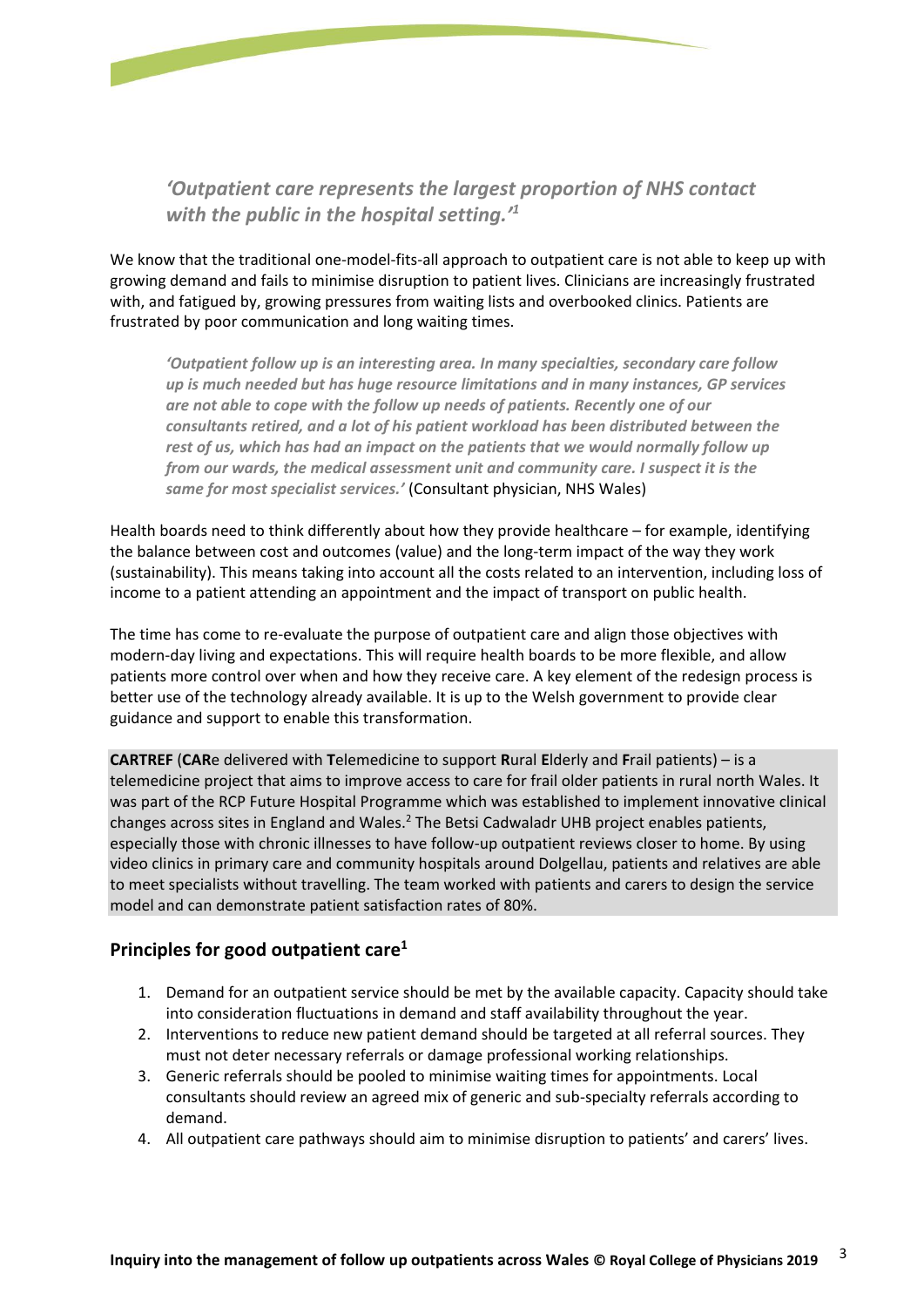*'Outpatient care represents the largest proportion of NHS contact with the public in the hospital setting.'*[1]

We know that the traditional one-model-fits-all approach to outpatient care is not able to keep up with growing demand and fails to minimise disruption to patient lives. Clinicians are increasingly frustrated with, and fatigued by, growing pressures from waiting lists and overbooked clinics. Patients are frustrated by poor communication and long waiting times.

> *'Outpatient follow up is an interesting area. In many specialties, secondary care follow up is much needed but has huge resource limitations and in many instances, GP services are not able to cope with the follow up needs of patients. Recently one of our consultants retired, and a lot of his patient workload has been distributed between the rest of us, which has had an impact on the patients that we would normally follow up from our wards, the medical assessment unit and community care. I suspect it is the same for most specialist services.'* (Consultant physician, NHS Wales)

Health boards need to think differently about how they provide healthcare – for example, identifying the balance between cost and outcomes (value) and the long-term impact of the way they work (sustainability). This means taking into account all the costs related to an intervention, including loss of income to a patient attending an appointment and the impact of transport on public health.

The time has come to re-evaluate the purpose of outpatient care and align those objectives with modern-day living and expectations. This will require health boards to be more flexible, and allow patients more control over when and how they receive care. A key element of the redesign process is better use of the technology already available. It is up to the Welsh government to provide clear guidance and support to enable this transformation.

**CARTREF** (**CAR**e delivered with **T**elemedicine to support **R**ural **E**lderly and **F**rail patients) – is a telemedicine project that aims to improve access to care for frail older patients in rural north Wales. It was part of the RCP Future Hospital Programme which was established to implement innovative clinical changes across sites in England and Wales.[2] The Betsi Cadwaladr UHB project enables patients, especially those with chronic illnesses to have follow-up outpatient reviews closer to home. By using video clinics in primary care and community hospitals around Dolgellau, patients and relatives are able to meet specialists without travelling. The team worked with patients and carers to design the service model and can demonstrate patient satisfaction rates of 80%.

## Principles for good outpatient care[1]

1. Demand for an outpatient service should be met by the available capacity. Capacity should take into consideration fluctuations in demand and staff availability throughout the year.
2. Interventions to reduce new patient demand should be targeted at all referral sources. They must not deter necessary referrals or damage professional working relationships.
3. Generic referrals should be pooled to minimise waiting times for appointments. Local consultants should review an agreed mix of generic and sub-specialty referrals according to demand.
4. All outpatient care pathways should aim to minimise disruption to patients' and carers' lives.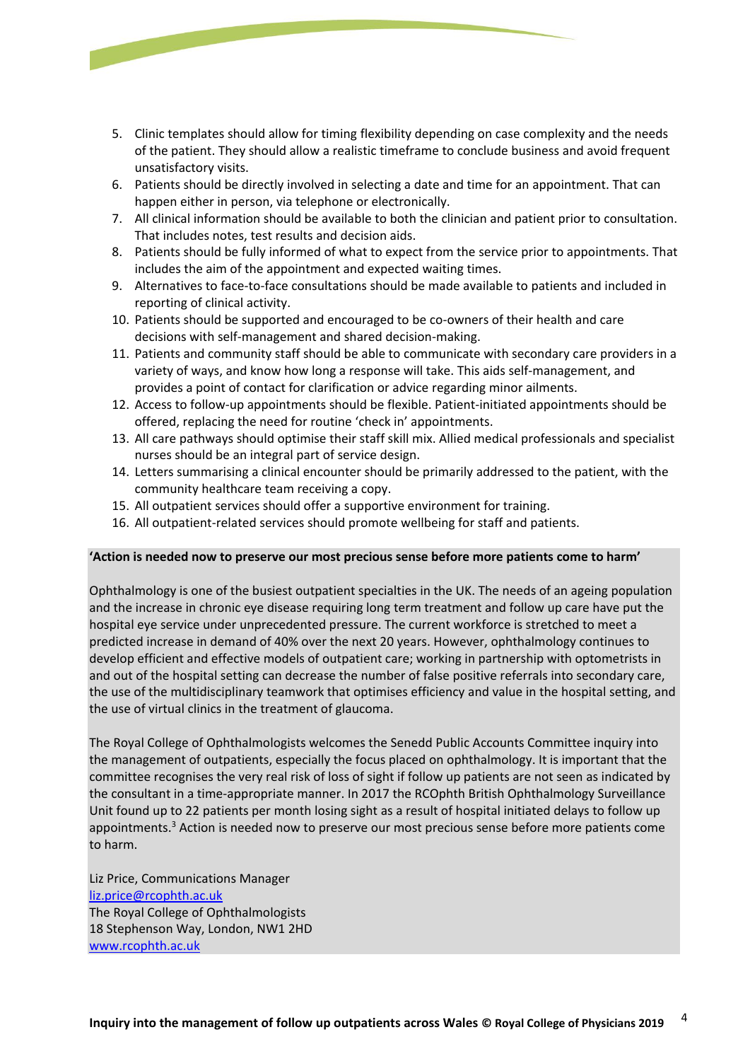5. Clinic templates should allow for timing flexibility depending on case complexity and the needs of the patient. They should allow a realistic timeframe to conclude business and avoid frequent unsatisfactory visits.
6. Patients should be directly involved in selecting a date and time for an appointment. That can happen either in person, via telephone or electronically.
7. All clinical information should be available to both the clinician and patient prior to consultation. That includes notes, test results and decision aids.
8. Patients should be fully informed of what to expect from the service prior to appointments. That includes the aim of the appointment and expected waiting times.
9. Alternatives to face-to-face consultations should be made available to patients and included in reporting of clinical activity.
10. Patients should be supported and encouraged to be co-owners of their health and care decisions with self-management and shared decision-making.
11. Patients and community staff should be able to communicate with secondary care providers in a variety of ways, and know how long a response will take. This aids self-management, and provides a point of contact for clarification or advice regarding minor ailments.
12. Access to follow-up appointments should be flexible. Patient-initiated appointments should be offered, replacing the need for routine 'check in' appointments.
13. All care pathways should optimise their staff skill mix. Allied medical professionals and specialist nurses should be an integral part of service design.
14. Letters summarising a clinical encounter should be primarily addressed to the patient, with the community healthcare team receiving a copy.
15. All outpatient services should offer a supportive environment for training.
16. All outpatient-related services should promote wellbeing for staff and patients.

**'Action is needed now to preserve our most precious sense before more patients come to harm'**

Ophthalmology is one of the busiest outpatient specialties in the UK. The needs of an ageing population and the increase in chronic eye disease requiring long term treatment and follow up care have put the hospital eye service under unprecedented pressure. The current workforce is stretched to meet a predicted increase in demand of 40% over the next 20 years. However, ophthalmology continues to develop efficient and effective models of outpatient care; working in partnership with optometrists in and out of the hospital setting can decrease the number of false positive referrals into secondary care, the use of the multidisciplinary teamwork that optimises efficiency and value in the hospital setting, and the use of virtual clinics in the treatment of glaucoma.

The Royal College of Ophthalmologists welcomes the Senedd Public Accounts Committee inquiry into the management of outpatients, especially the focus placed on ophthalmology. It is important that the committee recognises the very real risk of loss of sight if follow up patients are not seen as indicated by the consultant in a time-appropriate manner. In 2017 the RCOphth British Ophthalmology Surveillance Unit found up to 22 patients per month losing sight as a result of hospital initiated delays to follow up appointments.[3] Action is needed now to preserve our most precious sense before more patients come to harm.

Liz Price, Communications Manager
liz.price@rcophth.ac.uk
The Royal College of Ophthalmologists
18 Stephenson Way, London, NW1 2HD
www.rcophth.ac.uk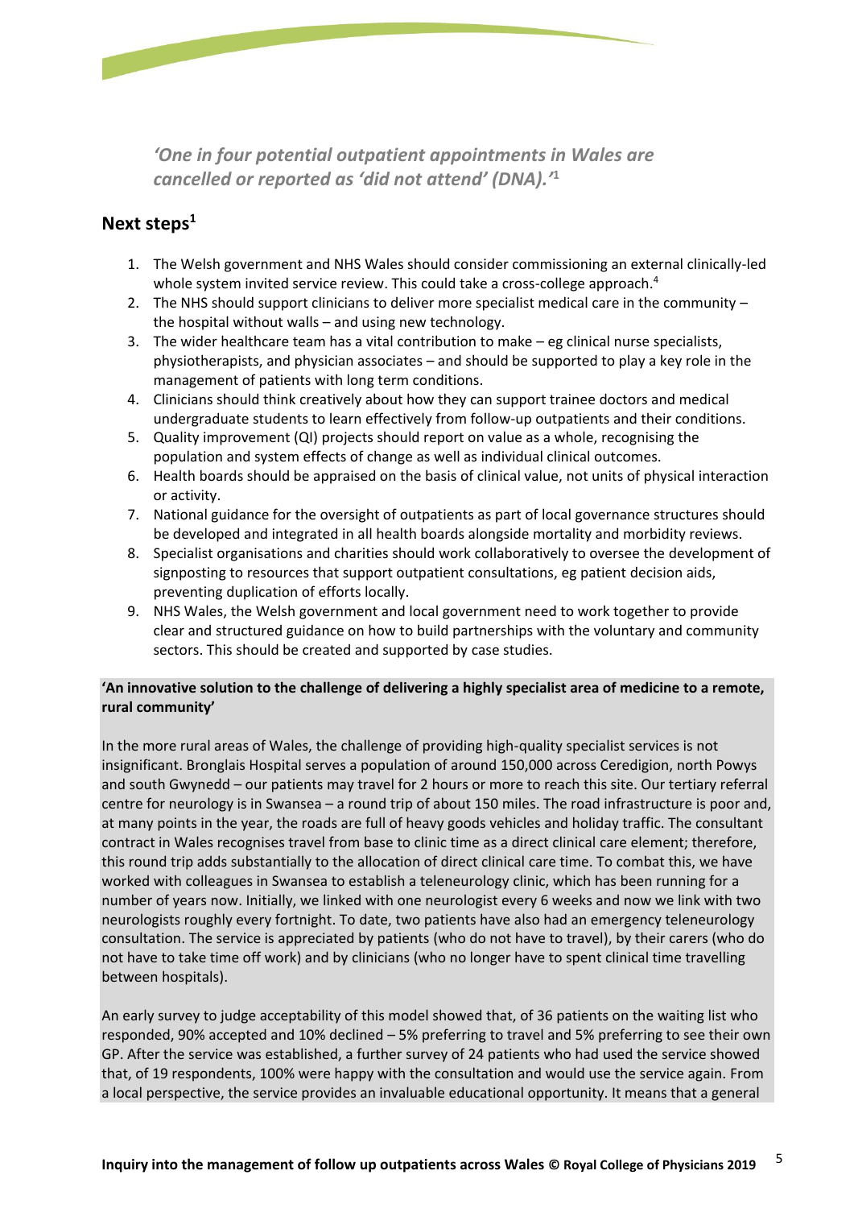*'One in four potential outpatient appointments in Wales are cancelled or reported as 'did not attend' (DNA).'*[1]

## Next steps[1]

1. The Welsh government and NHS Wales should consider commissioning an external clinically-led whole system invited service review. This could take a cross-college approach.[4]
2. The NHS should support clinicians to deliver more specialist medical care in the community – the hospital without walls – and using new technology.
3. The wider healthcare team has a vital contribution to make – eg clinical nurse specialists, physiotherapists, and physician associates – and should be supported to play a key role in the management of patients with long term conditions.
4. Clinicians should think creatively about how they can support trainee doctors and medical undergraduate students to learn effectively from follow-up outpatients and their conditions.
5. Quality improvement (QI) projects should report on value as a whole, recognising the population and system effects of change as well as individual clinical outcomes.
6. Health boards should be appraised on the basis of clinical value, not units of physical interaction or activity.
7. National guidance for the oversight of outpatients as part of local governance structures should be developed and integrated in all health boards alongside mortality and morbidity reviews.
8. Specialist organisations and charities should work collaboratively to oversee the development of signposting to resources that support outpatient consultations, eg patient decision aids, preventing duplication of efforts locally.
9. NHS Wales, the Welsh government and local government need to work together to provide clear and structured guidance on how to build partnerships with the voluntary and community sectors. This should be created and supported by case studies.

**'An innovative solution to the challenge of delivering a highly specialist area of medicine to a remote, rural community'**

In the more rural areas of Wales, the challenge of providing high-quality specialist services is not insignificant. Bronglais Hospital serves a population of around 150,000 across Ceredigion, north Powys and south Gwynedd – our patients may travel for 2 hours or more to reach this site. Our tertiary referral centre for neurology is in Swansea – a round trip of about 150 miles. The road infrastructure is poor and, at many points in the year, the roads are full of heavy goods vehicles and holiday traffic. The consultant contract in Wales recognises travel from base to clinic time as a direct clinical care element; therefore, this round trip adds substantially to the allocation of direct clinical care time. To combat this, we have worked with colleagues in Swansea to establish a teleneurology clinic, which has been running for a number of years now. Initially, we linked with one neurologist every 6 weeks and now we link with two neurologists roughly every fortnight. To date, two patients have also had an emergency teleneurology consultation. The service is appreciated by patients (who do not have to travel), by their carers (who do not have to take time off work) and by clinicians (who no longer have to spent clinical time travelling between hospitals).

An early survey to judge acceptability of this model showed that, of 36 patients on the waiting list who responded, 90% accepted and 10% declined – 5% preferring to travel and 5% preferring to see their own GP. After the service was established, a further survey of 24 patients who had used the service showed that, of 19 respondents, 100% were happy with the consultation and would use the service again. From a local perspective, the service provides an invaluable educational opportunity. It means that a general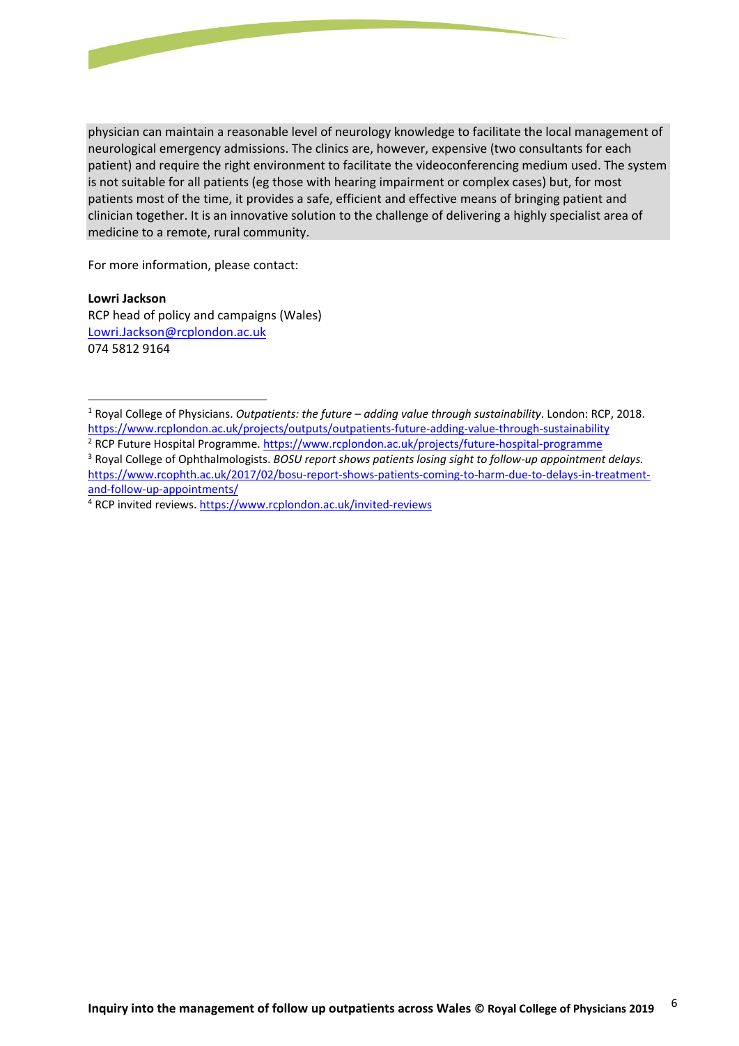physician can maintain a reasonable level of neurology knowledge to facilitate the local management of neurological emergency admissions. The clinics are, however, expensive (two consultants for each patient) and require the right environment to facilitate the videoconferencing medium used. The system is not suitable for all patients (eg those with hearing impairment or complex cases) but, for most patients most of the time, it provides a safe, efficient and effective means of bringing patient and clinician together. It is an innovative solution to the challenge of delivering a highly specialist area of medicine to a remote, rural community.

For more information, please contact:

**Lowri Jackson**
RCP head of policy and campaigns (Wales)
Lowri.Jackson@rcplondon.ac.uk
074 5812 9164

---

[1] Royal College of Physicians. *Outpatients: the future – adding value through sustainability*. London: RCP, 2018. https://www.rcplondon.ac.uk/projects/outputs/outpatients-future-adding-value-through-sustainability

[2] RCP Future Hospital Programme. https://www.rcplondon.ac.uk/projects/future-hospital-programme

[3] Royal College of Ophthalmologists. *BOSU report shows patients losing sight to follow-up appointment delays.* https://www.rcophth.ac.uk/2017/02/bosu-report-shows-patients-coming-to-harm-due-to-delays-in-treatment-and-follow-up-appointments/

[4] RCP invited reviews. https://www.rcplondon.ac.uk/invited-reviews